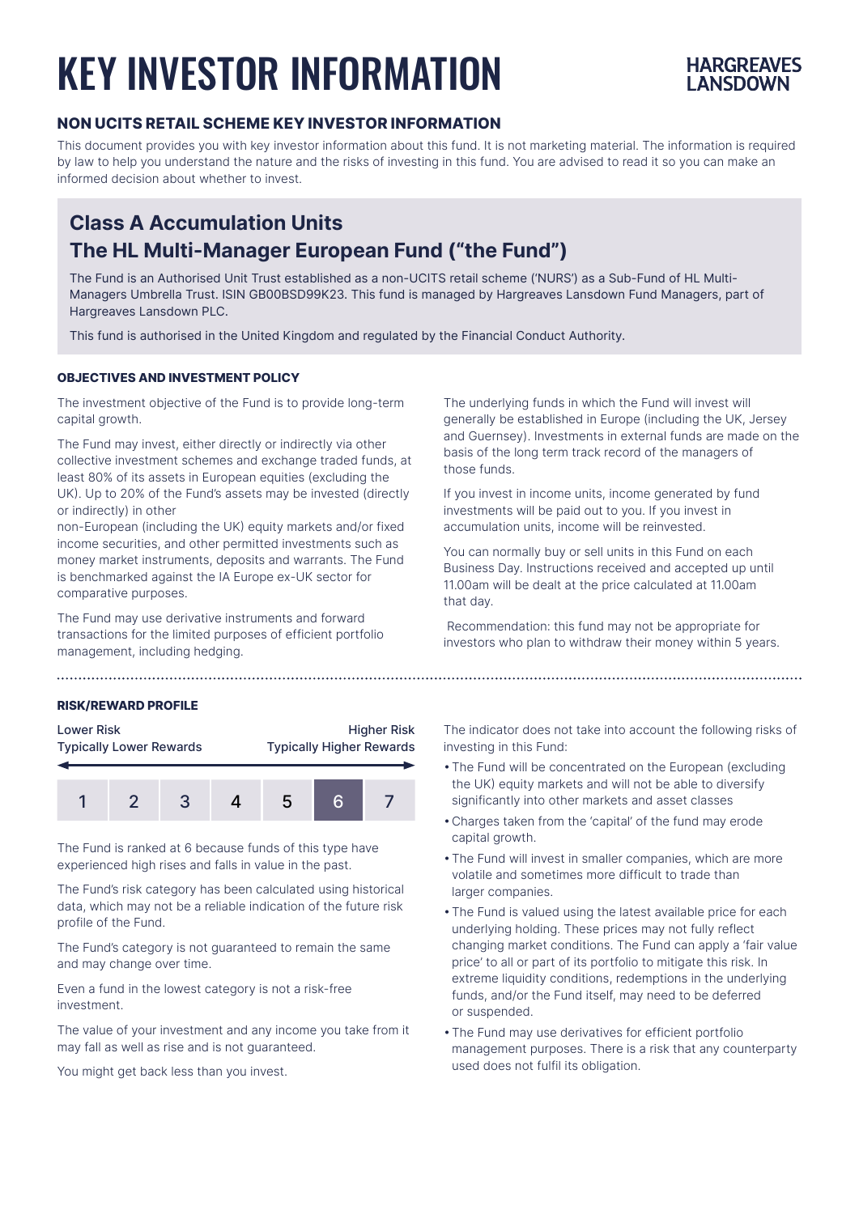# KEY INVESTOR INFORMATION

HARGREAVES LANSDOWN

## NON UCITS RETAIL SCHEME KEY INVESTOR INFORMATION

This document provides you with key investor information about this fund. It is not marketing material. The information is required by law to help you understand the nature and the risks of investing in this fund. You are advised to read it so you can make an informed decision about whether to invest.

## Class A Accumulation Units
## The HL Multi-Manager European Fund ("the Fund")

The Fund is an Authorised Unit Trust established as a non-UCITS retail scheme ('NURS') as a Sub-Fund of HL Multi-Managers Umbrella Trust. ISIN GB00BSD99K23. This fund is managed by Hargreaves Lansdown Fund Managers, part of Hargreaves Lansdown PLC.

This fund is authorised in the United Kingdom and regulated by the Financial Conduct Authority.

### OBJECTIVES AND INVESTMENT POLICY

The investment objective of the Fund is to provide long-term capital growth.

The Fund may invest, either directly or indirectly via other collective investment schemes and exchange traded funds, at least 80% of its assets in European equities (excluding the UK). Up to 20% of the Fund's assets may be invested (directly or indirectly) in other non-European (including the UK) equity markets and/or fixed income securities, and other permitted investments such as money market instruments, deposits and warrants. The Fund is benchmarked against the IA Europe ex-UK sector for comparative purposes.

The Fund may use derivative instruments and forward transactions for the limited purposes of efficient portfolio management, including hedging.

The underlying funds in which the Fund will invest will generally be established in Europe (including the UK, Jersey and Guernsey). Investments in external funds are made on the basis of the long term track record of the managers of those funds.

If you invest in income units, income generated by fund investments will be paid out to you. If you invest in accumulation units, income will be reinvested.

You can normally buy or sell units in this Fund on each Business Day. Instructions received and accepted up until 11.00am will be dealt at the price calculated at 11.00am that day.

Recommendation: this fund may not be appropriate for investors who plan to withdraw their money within 5 years.

### RISK/REWARD PROFILE

| Lower Risk<br>Typically Lower Rewards | | | | | | Higher Risk<br>Typically Higher Rewards |
|---|---|---|---|---|---|---|
| 1 | 2 | 3 | 4 | 5 | **6** | 7 |

The Fund is ranked at 6 because funds of this type have experienced high rises and falls in value in the past.

The Fund's risk category has been calculated using historical data, which may not be a reliable indication of the future risk profile of the Fund.

The Fund's category is not guaranteed to remain the same and may change over time.

Even a fund in the lowest category is not a risk-free investment.

The value of your investment and any income you take from it may fall as well as rise and is not guaranteed.

You might get back less than you invest.

The indicator does not take into account the following risks of investing in this Fund:

- The Fund will be concentrated on the European (excluding the UK) equity markets and will not be able to diversify significantly into other markets and asset classes
- Charges taken from the 'capital' of the fund may erode capital growth.
- The Fund will invest in smaller companies, which are more volatile and sometimes more difficult to trade than larger companies.
- The Fund is valued using the latest available price for each underlying holding. These prices may not fully reflect changing market conditions. The Fund can apply a 'fair value price' to all or part of its portfolio to mitigate this risk. In extreme liquidity conditions, redemptions in the underlying funds, and/or the Fund itself, may need to be deferred or suspended.
- The Fund may use derivatives for efficient portfolio management purposes. There is a risk that any counterparty used does not fulfil its obligation.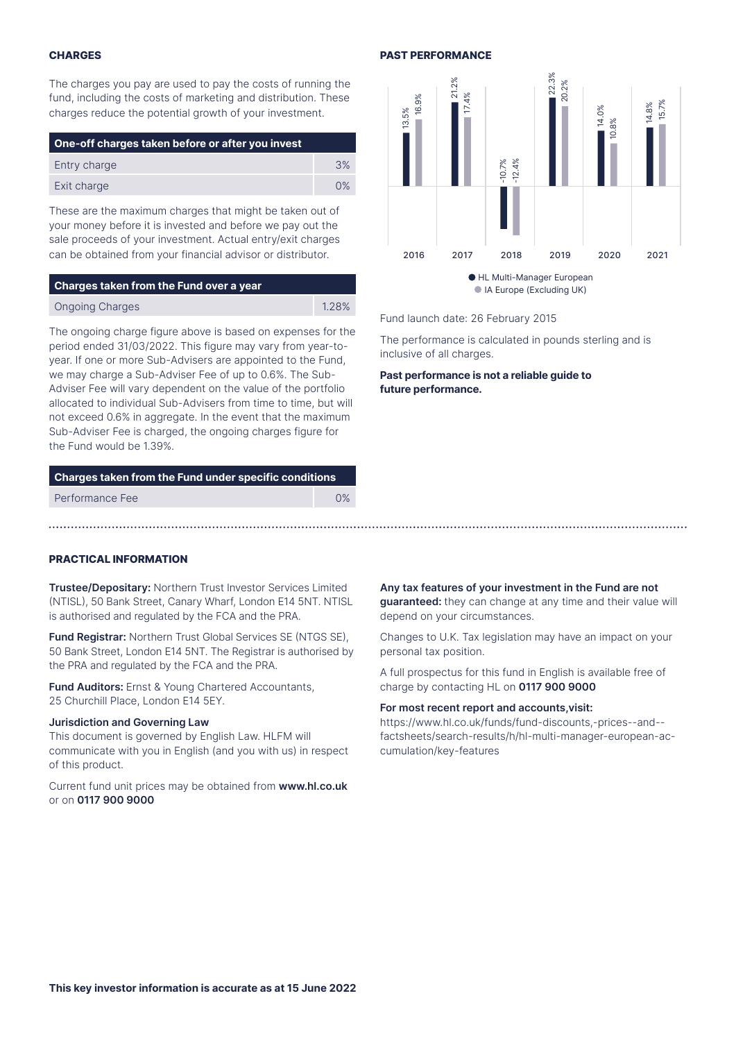## CHARGES

The charges you pay are used to pay the costs of running the fund, including the costs of marketing and distribution. These charges reduce the potential growth of your investment.

| One-off charges taken before or after you invest | |
| --- | --- |
| Entry charge | 3% |
| Exit charge | 0% |

These are the maximum charges that might be taken out of your money before it is invested and before we pay out the sale proceeds of your investment. Actual entry/exit charges can be obtained from your financial advisor or distributor.

| Charges taken from the Fund over a year | |
| --- | --- |
| Ongoing Charges | 1.28% |

The ongoing charge figure above is based on expenses for the period ended 31/03/2022. This figure may vary from year-to-year. If one or more Sub-Advisers are appointed to the Fund, we may charge a Sub-Adviser Fee of up to 0.6%. The Sub-Adviser Fee will vary dependent on the value of the portfolio allocated to individual Sub-Advisers from time to time, but will not exceed 0.6% in aggregate. In the event that the maximum Sub-Adviser Fee is charged, the ongoing charges figure for the Fund would be 1.39%.

| Charges taken from the Fund under specific conditions | |
| --- | --- |
| Performance Fee | 0% |

## PAST PERFORMANCE

13.5% 16.9%
21.2% 17.4%
-10.7% -12.4%
22.3% 20.2%
14.0% 10.8%
14.8% 15.7%

2016 2017 2018 2019 2020 2021

HL Multi-Manager European
IA Europe (Excluding UK)

Fund launch date: 26 February 2015

The performance is calculated in pounds sterling and is inclusive of all charges.

**Past performance is not a reliable guide to future performance.**

## PRACTICAL INFORMATION

**Trustee/Depositary:** Northern Trust Investor Services Limited (NTISL), 50 Bank Street, Canary Wharf, London E14 5NT. NTISL is authorised and regulated by the FCA and the PRA.

**Fund Registrar:** Northern Trust Global Services SE (NTGS SE), 50 Bank Street, London E14 5NT. The Registrar is authorised by the PRA and regulated by the FCA and the PRA.

**Fund Auditors:** Ernst & Young Chartered Accountants, 25 Churchill Place, London E14 5EY.

**Jurisdiction and Governing Law**
This document is governed by English Law. HLFM will communicate with you in English (and you with us) in respect of this product.

Current fund unit prices may be obtained from **www.hl.co.uk** or on **0117 900 9000**

**Any tax features of your investment in the Fund are not guaranteed:** they can change at any time and their value will depend on your circumstances.

Changes to U.K. Tax legislation may have an impact on your personal tax position.

A full prospectus for this fund in English is available free of charge by contacting HL on **0117 900 9000**

**For most recent report and accounts,visit:**
https://www.hl.co.uk/funds/fund-discounts,-prices--and--factsheets/search-results/h/hl-multi-manager-european-accumulation/key-features

**This key investor information is accurate as at 15 June 2022**